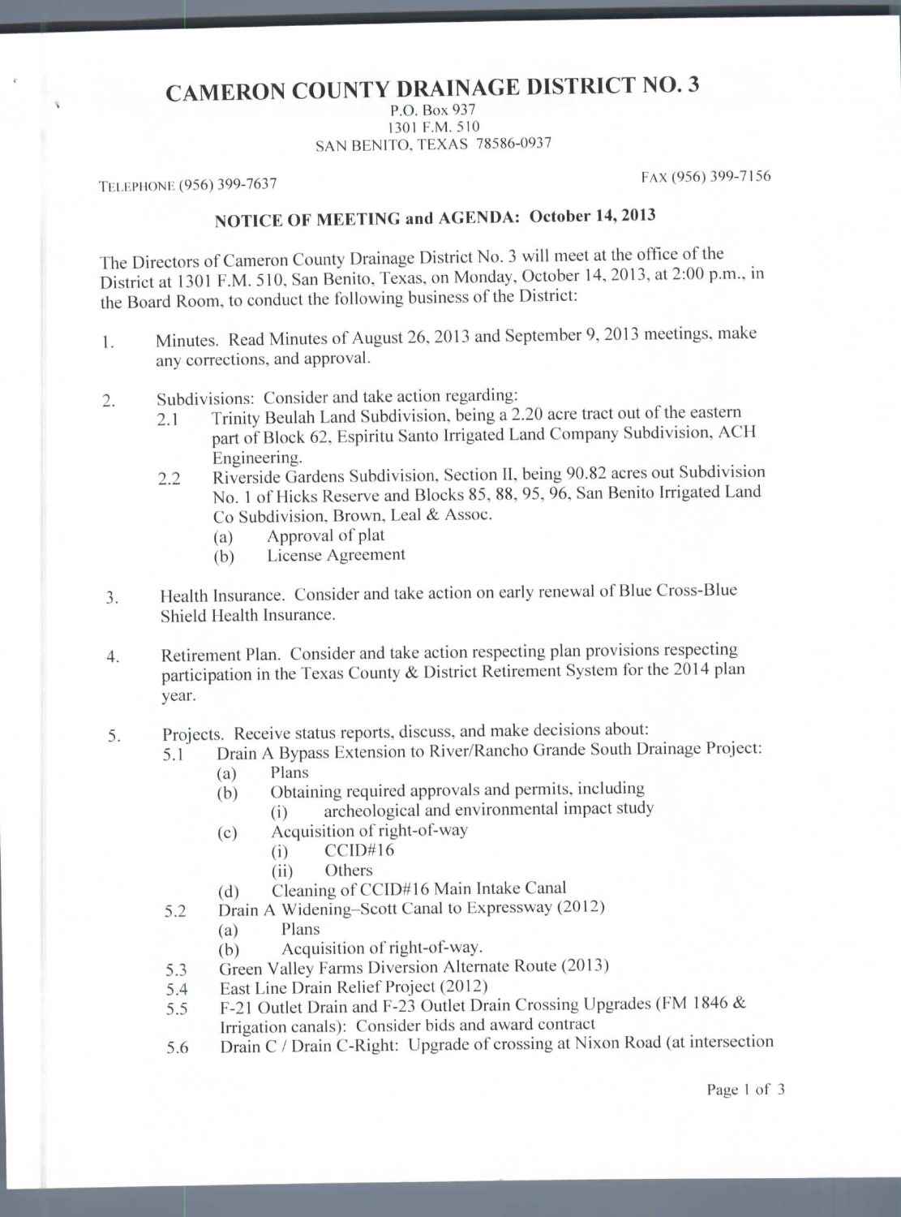# CAMERON COUNTY DRAINAGE DISTRICT NO. 3

P.O. Box 937
1301 F.M. 510
SAN BENITO, TEXAS 78586-0937

TELEPHONE (956) 399-7637

FAX (956) 399-7156

## NOTICE OF MEETING and AGENDA: October 14, 2013

The Directors of Cameron County Drainage District No. 3 will meet at the office of the District at 1301 F.M. 510, San Benito, Texas, on Monday, October 14, 2013, at 2:00 p.m., in the Board Room, to conduct the following business of the District:

1. Minutes. Read Minutes of August 26, 2013 and September 9, 2013 meetings, make any corrections, and approval.

2. Subdivisions: Consider and take action regarding:
   - 2.1 Trinity Beulah Land Subdivision, being a 2.20 acre tract out of the eastern part of Block 62, Espiritu Santo Irrigated Land Company Subdivision, ACH Engineering.
   - 2.2 Riverside Gardens Subdivision, Section II, being 90.82 acres out Subdivision No. 1 of Hicks Reserve and Blocks 85, 88, 95, 96, San Benito Irrigated Land Co Subdivision, Brown, Leal & Assoc.
     - (a) Approval of plat
     - (b) License Agreement

3. Health Insurance. Consider and take action on early renewal of Blue Cross-Blue Shield Health Insurance.

4. Retirement Plan. Consider and take action respecting plan provisions respecting participation in the Texas County & District Retirement System for the 2014 plan year.

5. Projects. Receive status reports, discuss, and make decisions about:
   - 5.1 Drain A Bypass Extension to River/Rancho Grande South Drainage Project:
     - (a) Plans
     - (b) Obtaining required approvals and permits, including
       - (i) archeological and environmental impact study
     - (c) Acquisition of right-of-way
       - (i) CCID#16
       - (ii) Others
     - (d) Cleaning of CCID#16 Main Intake Canal
   - 5.2 Drain A Widening–Scott Canal to Expressway (2012)
     - (a) Plans
     - (b) Acquisition of right-of-way.
   - 5.3 Green Valley Farms Diversion Alternate Route (2013)
   - 5.4 East Line Drain Relief Project (2012)
   - 5.5 F-21 Outlet Drain and F-23 Outlet Drain Crossing Upgrades (FM 1846 & Irrigation canals): Consider bids and award contract
   - 5.6 Drain C / Drain C-Right: Upgrade of crossing at Nixon Road (at intersection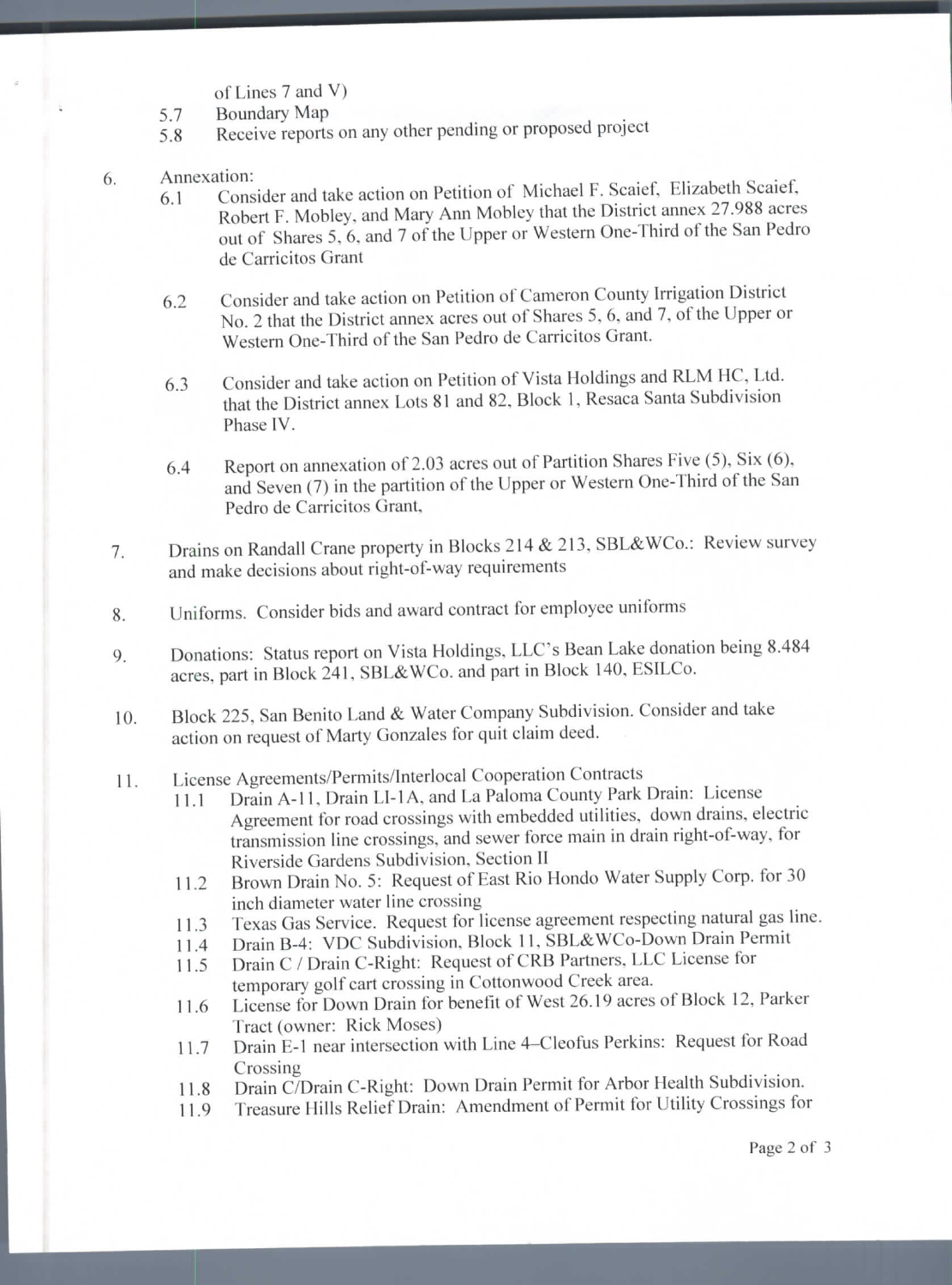of Lines 7 and V)

5.7 Boundary Map

5.8 Receive reports on any other pending or proposed project

6. Annexation:

   6.1 Consider and take action on Petition of Michael F. Scaief, Elizabeth Scaief, Robert F. Mobley, and Mary Ann Mobley that the District annex 27.988 acres out of Shares 5, 6, and 7 of the Upper or Western One-Third of the San Pedro de Carricitos Grant

   6.2 Consider and take action on Petition of Cameron County Irrigation District No. 2 that the District annex acres out of Shares 5, 6, and 7, of the Upper or Western One-Third of the San Pedro de Carricitos Grant.

   6.3 Consider and take action on Petition of Vista Holdings and RLM HC, Ltd. that the District annex Lots 81 and 82, Block 1, Resaca Santa Subdivision Phase IV.

   6.4 Report on annexation of 2.03 acres out of Partition Shares Five (5), Six (6), and Seven (7) in the partition of the Upper or Western One-Third of the San Pedro de Carricitos Grant,

7. Drains on Randall Crane property in Blocks 214 & 213, SBL&WCo.: Review survey and make decisions about right-of-way requirements

8. Uniforms. Consider bids and award contract for employee uniforms

9. Donations: Status report on Vista Holdings, LLC's Bean Lake donation being 8.484 acres, part in Block 241, SBL&WCo. and part in Block 140, ESILCo.

10. Block 225, San Benito Land & Water Company Subdivision. Consider and take action on request of Marty Gonzales for quit claim deed.

11. License Agreements/Permits/Interlocal Cooperation Contracts

    11.1 Drain A-11, Drain LI-1A, and La Paloma County Park Drain: License Agreement for road crossings with embedded utilities, down drains, electric transmission line crossings, and sewer force main in drain right-of-way, for Riverside Gardens Subdivision, Section II

    11.2 Brown Drain No. 5: Request of East Rio Hondo Water Supply Corp. for 30 inch diameter water line crossing

    11.3 Texas Gas Service. Request for license agreement respecting natural gas line.

    11.4 Drain B-4: VDC Subdivision, Block 11, SBL&WCo-Down Drain Permit

    11.5 Drain C / Drain C-Right: Request of CRB Partners, LLC License for temporary golf cart crossing in Cottonwood Creek area.

    11.6 License for Down Drain for benefit of West 26.19 acres of Block 12, Parker Tract (owner: Rick Moses)

    11.7 Drain E-1 near intersection with Line 4–Cleofus Perkins: Request for Road Crossing

    11.8 Drain C/Drain C-Right: Down Drain Permit for Arbor Health Subdivision.

    11.9 Treasure Hills Relief Drain: Amendment of Permit for Utility Crossings for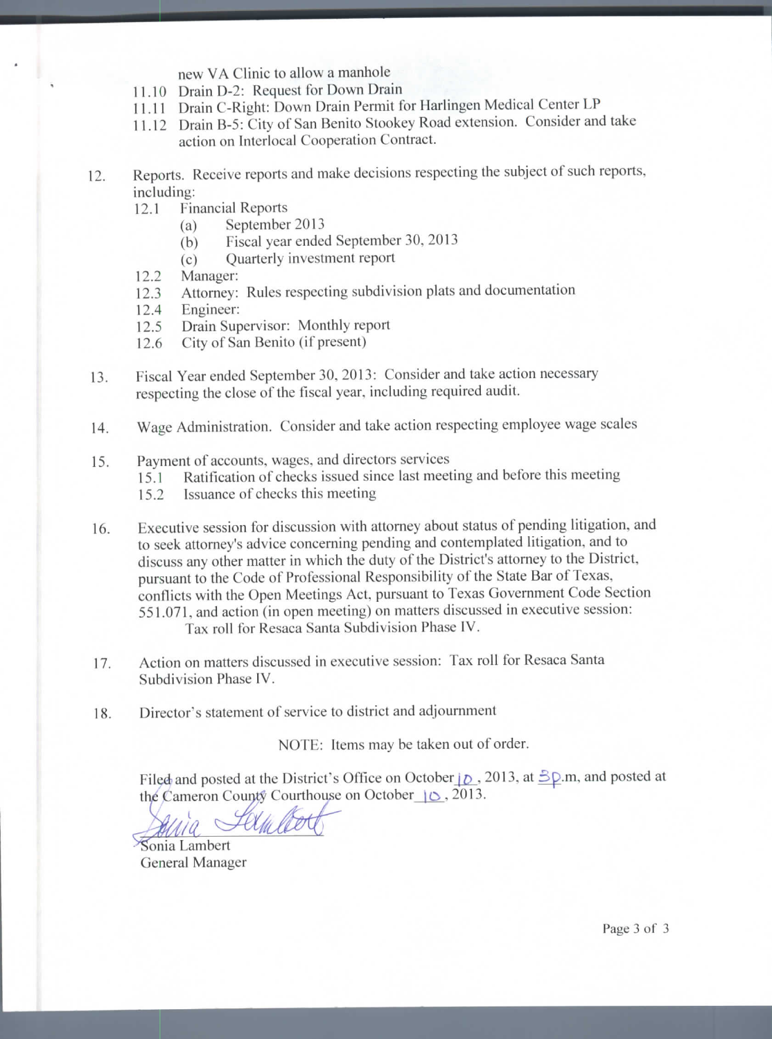new VA Clinic to allow a manhole

11.10 Drain D-2: Request for Down Drain

11.11 Drain C-Right: Down Drain Permit for Harlingen Medical Center LP

11.12 Drain B-5: City of San Benito Stookey Road extension. Consider and take action on Interlocal Cooperation Contract.

12. Reports. Receive reports and make decisions respecting the subject of such reports, including:
    - 12.1 Financial Reports
        - (a) September 2013
        - (b) Fiscal year ended September 30, 2013
        - (c) Quarterly investment report
    - 12.2 Manager:
    - 12.3 Attorney: Rules respecting subdivision plats and documentation
    - 12.4 Engineer:
    - 12.5 Drain Supervisor: Monthly report
    - 12.6 City of San Benito (if present)

13. Fiscal Year ended September 30, 2013: Consider and take action necessary respecting the close of the fiscal year, including required audit.

14. Wage Administration. Consider and take action respecting employee wage scales

15. Payment of accounts, wages, and directors services
    - 15.1 Ratification of checks issued since last meeting and before this meeting
    - 15.2 Issuance of checks this meeting

16. Executive session for discussion with attorney about status of pending litigation, and to seek attorney's advice concerning pending and contemplated litigation, and to discuss any other matter in which the duty of the District's attorney to the District, pursuant to the Code of Professional Responsibility of the State Bar of Texas, conflicts with the Open Meetings Act, pursuant to Texas Government Code Section 551.071, and action (in open meeting) on matters discussed in executive session:
    Tax roll for Resaca Santa Subdivision Phase IV.

17. Action on matters discussed in executive session: Tax roll for Resaca Santa Subdivision Phase IV.

18. Director's statement of service to district and adjournment

NOTE: Items may be taken out of order.

Filed and posted at the District's Office on October 10, 2013, at 3p.m, and posted at the Cameron County Courthouse on October 10, 2013.

Sonia Lambert

Sonia Lambert
General Manager